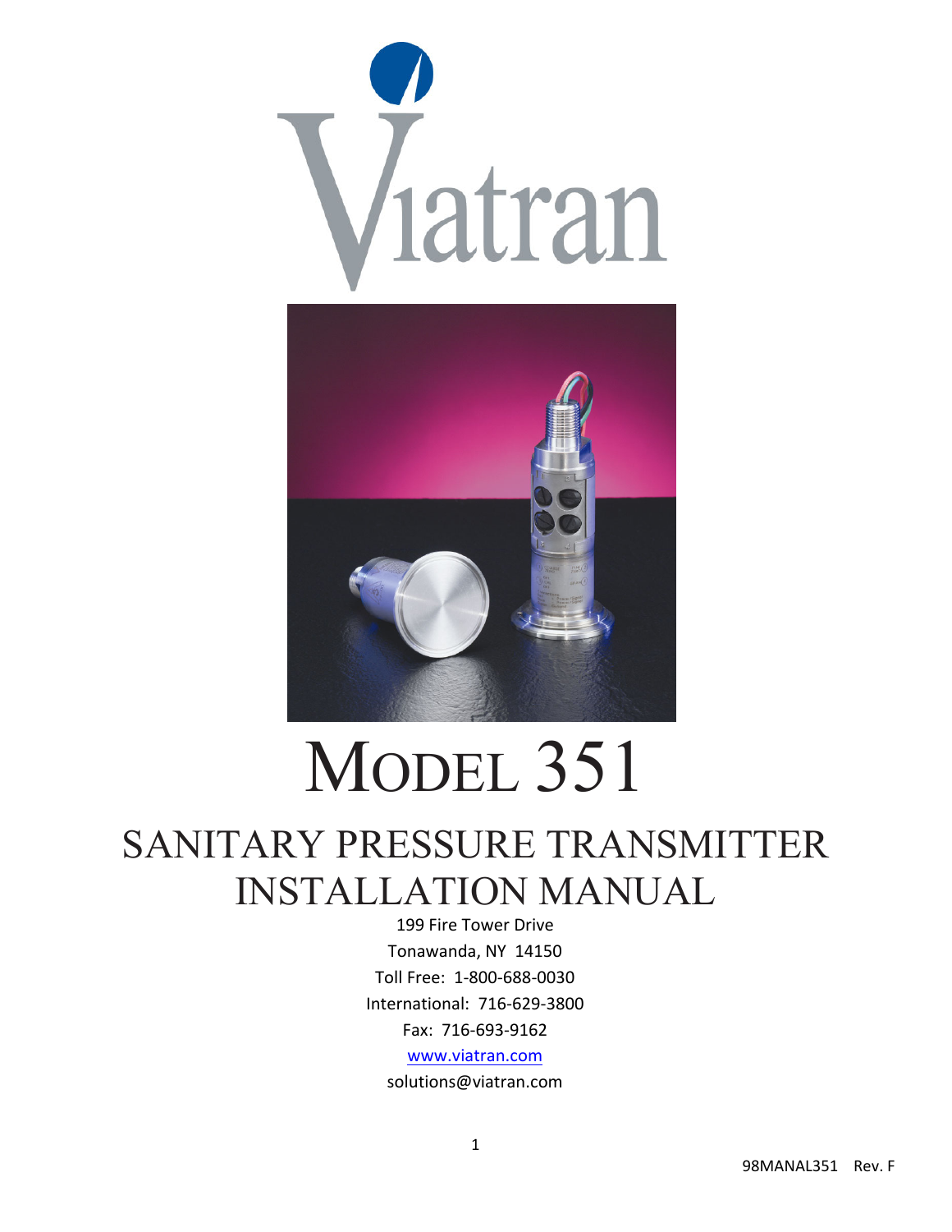# MODEL 351

## SANITARY PRESSURE TRANSMITTER INSTALLATION MANUAL

199 Fire Tower Drive

Tonawanda, NY 14150

Toll Free: 1-800-688-0030

International: 716-629-3800

Fax: 716-693-9162

www.viatran.com

solutions@viatran.com

98MANAL351 Rev. F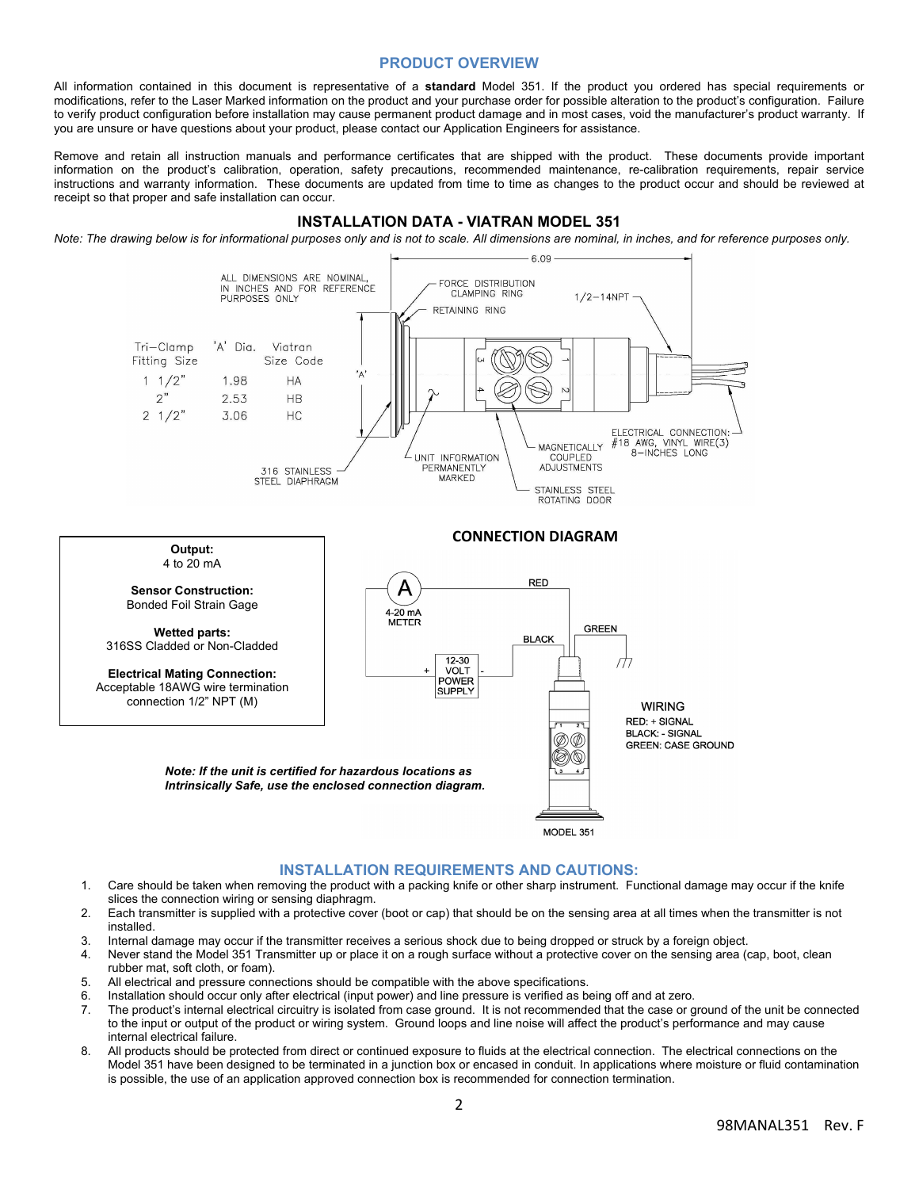## PRODUCT OVERVIEW

All information contained in this document is representative of a **standard** Model 351. If the product you ordered has special requirements or modifications, refer to the Laser Marked information on the product and your purchase order for possible alteration to the product's configuration. Failure to verify product configuration before installation may cause permanent product damage and in most cases, void the manufacturer's product warranty. If you are unsure or have questions about your product, please contact our Application Engineers for assistance.

Remove and retain all instruction manuals and performance certificates that are shipped with the product. These documents provide important information on the product's calibration, operation, safety precautions, recommended maintenance, re-calibration requirements, repair service instructions and warranty information. These documents are updated from time to time as changes to the product occur and should be reviewed at receipt so that proper and safe installation can occur.

## INSTALLATION DATA - VIATRAN MODEL 351

*Note: The drawing below is for informational purposes only and is not to scale. All dimensions are nominal, in inches, and for reference purposes only.*

ALL DIMENSIONS ARE NOMINAL, IN INCHES AND FOR REFERENCE PURPOSES ONLY

| Tri-Clamp Fitting Size | 'A' Dia. | Viatran Size Code |
|---|---|---|
| 1 1/2" | 1.98 | HA |
| 2" | 2.53 | HB |
| 2 1/2" | 3.06 | HC |

6.09

FORCE DISTRIBUTION CLAMPING RING

RETAINING RING

1/2-14NPT

'A'

ELECTRICAL CONNECTION: #18 AWG, VINYL WIRE(3) 8-INCHES LONG

MAGNETICALLY COUPLED ADJUSTMENTS

UNIT INFORMATION PERMANENTLY MARKED

316 STAINLESS STEEL DIAPHRAGM

STAINLESS STEEL ROTATING DOOR

**Output:**
4 to 20 mA

**Sensor Construction:**
Bonded Foil Strain Gage

**Wetted parts:**
316SS Cladded or Non-Cladded

**Electrical Mating Connection:**
Acceptable 18AWG wire termination connection 1/2" NPT (M)

### CONNECTION DIAGRAM

A — 4-20 mA METER

RED

BLACK

GREEN

12-30 VOLT POWER SUPPLY (+ / -)

MODEL 351

WIRING
RED: + SIGNAL
BLACK: - SIGNAL
GREEN: CASE GROUND

***Note: If the unit is certified for hazardous locations as Intrinsically Safe, use the enclosed connection diagram.***

## INSTALLATION REQUIREMENTS AND CAUTIONS:

1. Care should be taken when removing the product with a packing knife or other sharp instrument. Functional damage may occur if the knife slices the connection wiring or sensing diaphragm.
2. Each transmitter is supplied with a protective cover (boot or cap) that should be on the sensing area at all times when the transmitter is not installed.
3. Internal damage may occur if the transmitter receives a serious shock due to being dropped or struck by a foreign object.
4. Never stand the Model 351 Transmitter up or place it on a rough surface without a protective cover on the sensing area (cap, boot, clean rubber mat, soft cloth, or foam).
5. All electrical and pressure connections should be compatible with the above specifications.
6. Installation should occur only after electrical (input power) and line pressure is verified as being off and at zero.
7. The product's internal electrical circuitry is isolated from case ground. It is not recommended that the case or ground of the unit be connected to the input or output of the product or wiring system. Ground loops and line noise will affect the product's performance and may cause internal electrical failure.
8. All products should be protected from direct or continued exposure to fluids at the electrical connection. The electrical connections on the Model 351 have been designed to be terminated in a junction box or encased in conduit. In applications where moisture or fluid contamination is possible, the use of an application approved connection box is recommended for connection termination.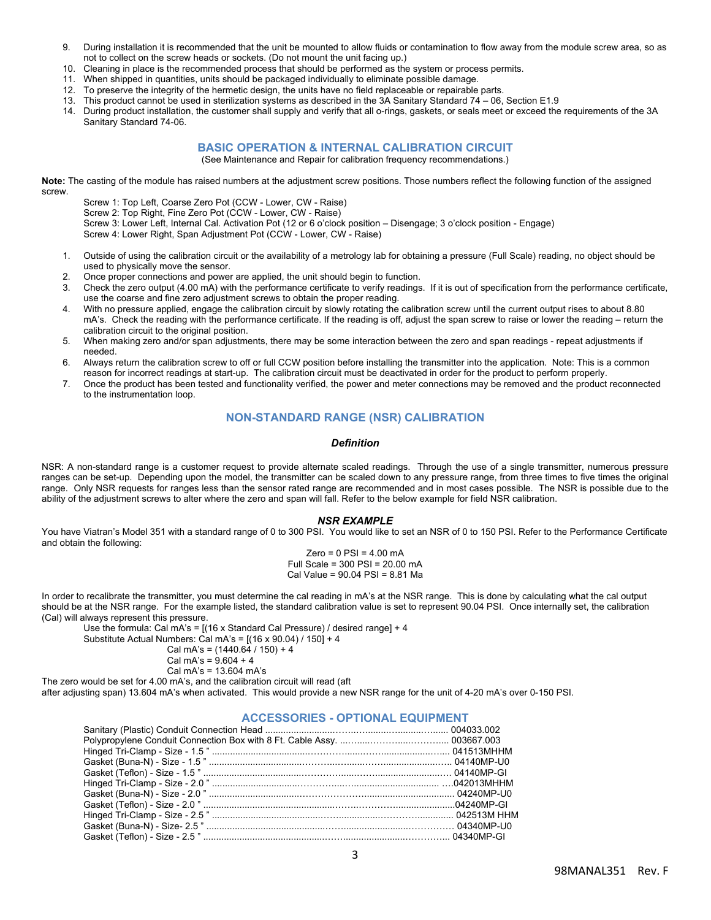9. During installation it is recommended that the unit be mounted to allow fluids or contamination to flow away from the module screw area, so as not to collect on the screw heads or sockets. (Do not mount the unit facing up.)
10. Cleaning in place is the recommended process that should be performed as the system or process permits.
11. When shipped in quantities, units should be packaged individually to eliminate possible damage.
12. To preserve the integrity of the hermetic design, the units have no field replaceable or repairable parts.
13. This product cannot be used in sterilization systems as described in the 3A Sanitary Standard 74 – 06, Section E1.9
14. During product installation, the customer shall supply and verify that all o-rings, gaskets, or seals meet or exceed the requirements of the 3A Sanitary Standard 74-06.

## BASIC OPERATION & INTERNAL CALIBRATION CIRCUIT

(See Maintenance and Repair for calibration frequency recommendations.)

**Note:** The casting of the module has raised numbers at the adjustment screw positions. Those numbers reflect the following function of the assigned screw.

Screw 1: Top Left, Coarse Zero Pot (CCW - Lower, CW - Raise)
Screw 2: Top Right, Fine Zero Pot (CCW - Lower, CW - Raise)
Screw 3: Lower Left, Internal Cal. Activation Pot (12 or 6 o'clock position – Disengage; 3 o'clock position - Engage)
Screw 4: Lower Right, Span Adjustment Pot (CCW - Lower, CW - Raise)

1. Outside of using the calibration circuit or the availability of a metrology lab for obtaining a pressure (Full Scale) reading, no object should be used to physically move the sensor.
2. Once proper connections and power are applied, the unit should begin to function.
3. Check the zero output (4.00 mA) with the performance certificate to verify readings. If it is out of specification from the performance certificate, use the coarse and fine zero adjustment screws to obtain the proper reading.
4. With no pressure applied, engage the calibration circuit by slowly rotating the calibration screw until the current output rises to about 8.80 mA's. Check the reading with the performance certificate. If the reading is off, adjust the span screw to raise or lower the reading – return the calibration circuit to the original position.
5. When making zero and/or span adjustments, there may be some interaction between the zero and span readings - repeat adjustments if needed.
6. Always return the calibration screw to off or full CCW position before installing the transmitter into the application. Note: This is a common reason for incorrect readings at start-up. The calibration circuit must be deactivated in order for the product to perform properly.
7. Once the product has been tested and functionality verified, the power and meter connections may be removed and the product reconnected to the instrumentation loop.

## NON-STANDARD RANGE (NSR) CALIBRATION

### *Definition*

NSR: A non-standard range is a customer request to provide alternate scaled readings. Through the use of a single transmitter, numerous pressure ranges can be set-up. Depending upon the model, the transmitter can be scaled down to any pressure range, from three times to five times the original range. Only NSR requests for ranges less than the sensor rated range are recommended and in most cases possible. The NSR is possible due to the ability of the adjustment screws to alter where the zero and span will fall. Refer to the below example for field NSR calibration.

### *NSR EXAMPLE*

You have Viatran's Model 351 with a standard range of 0 to 300 PSI. You would like to set an NSR of 0 to 150 PSI. Refer to the Performance Certificate and obtain the following:

Zero = 0 PSI = 4.00 mA
Full Scale = 300 PSI = 20.00 mA
Cal Value = 90.04 PSI = 8.81 Ma

In order to recalibrate the transmitter, you must determine the cal reading in mA's at the NSR range. This is done by calculating what the cal output should be at the NSR range. For the example listed, the standard calibration value is set to represent 90.04 PSI. Once internally set, the calibration (Cal) will always represent this pressure.

Use the formula: Cal mA's = [(16 x Standard Cal Pressure) / desired range] + 4
Substitute Actual Numbers: Cal mA's = [(16 x 90.04) / 150] + 4
Cal mA's = (1440.64 / 150) + 4
Cal mA's = 9.604 + 4
Cal mA's = 13.604 mA's

The zero would be set for 4.00 mA's, and the calibration circuit will read (aft
after adjusting span) 13.604 mA's when activated. This would provide a new NSR range for the unit of 4-20 mA's over 0-150 PSI.

## ACCESSORIES - OPTIONAL EQUIPMENT

| Item | Part Number |
|---|---|
| Sanitary (Plastic) Conduit Connection Head | 004033.002 |
| Polypropylene Conduit Connection Box with 8 Ft. Cable Assy. | 003667.003 |
| Hinged Tri-Clamp - Size - 1.5 " | 041513MHHM |
| Gasket (Buna-N) - Size - 1.5 " | 04140MP-U0 |
| Gasket (Teflon) - Size - 1.5 " | 04140MP-GI |
| Hinged Tri-Clamp - Size - 2.0 " | 042013MHHM |
| Gasket (Buna-N) - Size - 2.0 " | 04240MP-U0 |
| Gasket (Teflon) - Size - 2.0 " | 04240MP-GI |
| Hinged Tri-Clamp - Size - 2.5 " | 042513M HHM |
| Gasket (Buna-N) - Size- 2.5 " | 04340MP-U0 |
| Gasket (Teflon) - Size - 2.5 " | 04340MP-GI |

98MANAL351 Rev. F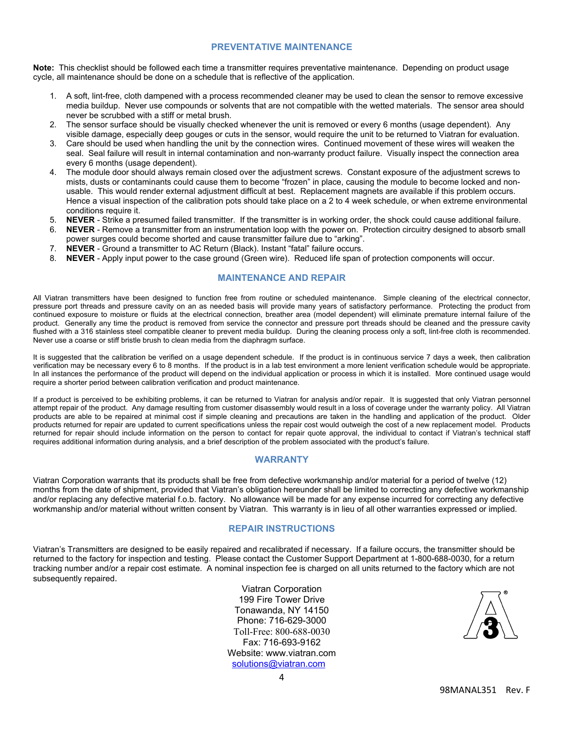## PREVENTATIVE MAINTENANCE

**Note:** This checklist should be followed each time a transmitter requires preventative maintenance. Depending on product usage cycle, all maintenance should be done on a schedule that is reflective of the application.

1. A soft, lint-free, cloth dampened with a process recommended cleaner may be used to clean the sensor to remove excessive media buildup. Never use compounds or solvents that are not compatible with the wetted materials. The sensor area should never be scrubbed with a stiff or metal brush.
2. The sensor surface should be visually checked whenever the unit is removed or every 6 months (usage dependent). Any visible damage, especially deep gouges or cuts in the sensor, would require the unit to be returned to Viatran for evaluation.
3. Care should be used when handling the unit by the connection wires. Continued movement of these wires will weaken the seal. Seal failure will result in internal contamination and non-warranty product failure. Visually inspect the connection area every 6 months (usage dependent).
4. The module door should always remain closed over the adjustment screws. Constant exposure of the adjustment screws to mists, dusts or contaminants could cause them to become "frozen" in place, causing the module to become locked and non-usable. This would render external adjustment difficult at best. Replacement magnets are available if this problem occurs. Hence a visual inspection of the calibration pots should take place on a 2 to 4 week schedule, or when extreme environmental conditions require it.
5. **NEVER** - Strike a presumed failed transmitter. If the transmitter is in working order, the shock could cause additional failure.
6. **NEVER** - Remove a transmitter from an instrumentation loop with the power on. Protection circuitry designed to absorb small power surges could become shorted and cause transmitter failure due to "arking".
7. **NEVER** - Ground a transmitter to AC Return (Black). Instant "fatal" failure occurs.
8. **NEVER** - Apply input power to the case ground (Green wire). Reduced life span of protection components will occur.

## MAINTENANCE AND REPAIR

All Viatran transmitters have been designed to function free from routine or scheduled maintenance. Simple cleaning of the electrical connector, pressure port threads and pressure cavity on an as needed basis will provide many years of satisfactory performance. Protecting the product from continued exposure to moisture or fluids at the electrical connection, breather area (model dependent) will eliminate premature internal failure of the product. Generally any time the product is removed from service the connector and pressure port threads should be cleaned and the pressure cavity flushed with a 316 stainless steel compatible cleaner to prevent media buildup. During the cleaning process only a soft, lint-free cloth is recommended. Never use a coarse or stiff bristle brush to clean media from the diaphragm surface.

It is suggested that the calibration be verified on a usage dependent schedule. If the product is in continuous service 7 days a week, then calibration verification may be necessary every 6 to 8 months. If the product is in a lab test environment a more lenient verification schedule would be appropriate. In all instances the performance of the product will depend on the individual application or process in which it is installed. More continued usage would require a shorter period between calibration verification and product maintenance.

If a product is perceived to be exhibiting problems, it can be returned to Viatran for analysis and/or repair. It is suggested that only Viatran personnel attempt repair of the product. Any damage resulting from customer disassembly would result in a loss of coverage under the warranty policy. All Viatran products are able to be repaired at minimal cost if simple cleaning and precautions are taken in the handling and application of the product. Older products returned for repair are updated to current specifications unless the repair cost would outweigh the cost of a new replacement model. Products returned for repair should include information on the person to contact for repair quote approval, the individual to contact if Viatran's technical staff requires additional information during analysis, and a brief description of the problem associated with the product's failure.

## WARRANTY

Viatran Corporation warrants that its products shall be free from defective workmanship and/or material for a period of twelve (12) months from the date of shipment, provided that Viatran's obligation hereunder shall be limited to correcting any defective workmanship and/or replacing any defective material f.o.b. factory. No allowance will be made for any expense incurred for correcting any defective workmanship and/or material without written consent by Viatran. This warranty is in lieu of all other warranties expressed or implied.

## REPAIR INSTRUCTIONS

Viatran's Transmitters are designed to be easily repaired and recalibrated if necessary. If a failure occurs, the transmitter should be returned to the factory for inspection and testing. Please contact the Customer Support Department at 1-800-688-0030, for a return tracking number and/or a repair cost estimate. A nominal inspection fee is charged on all units returned to the factory which are not subsequently repaired.

Viatran Corporation
199 Fire Tower Drive
Tonawanda, NY 14150
Phone: 716-629-3000
Toll-Free: 800-688-0030
Fax: 716-693-9162
Website: www.viatran.com
solutions@viatran.com

98MANAL351 Rev. F